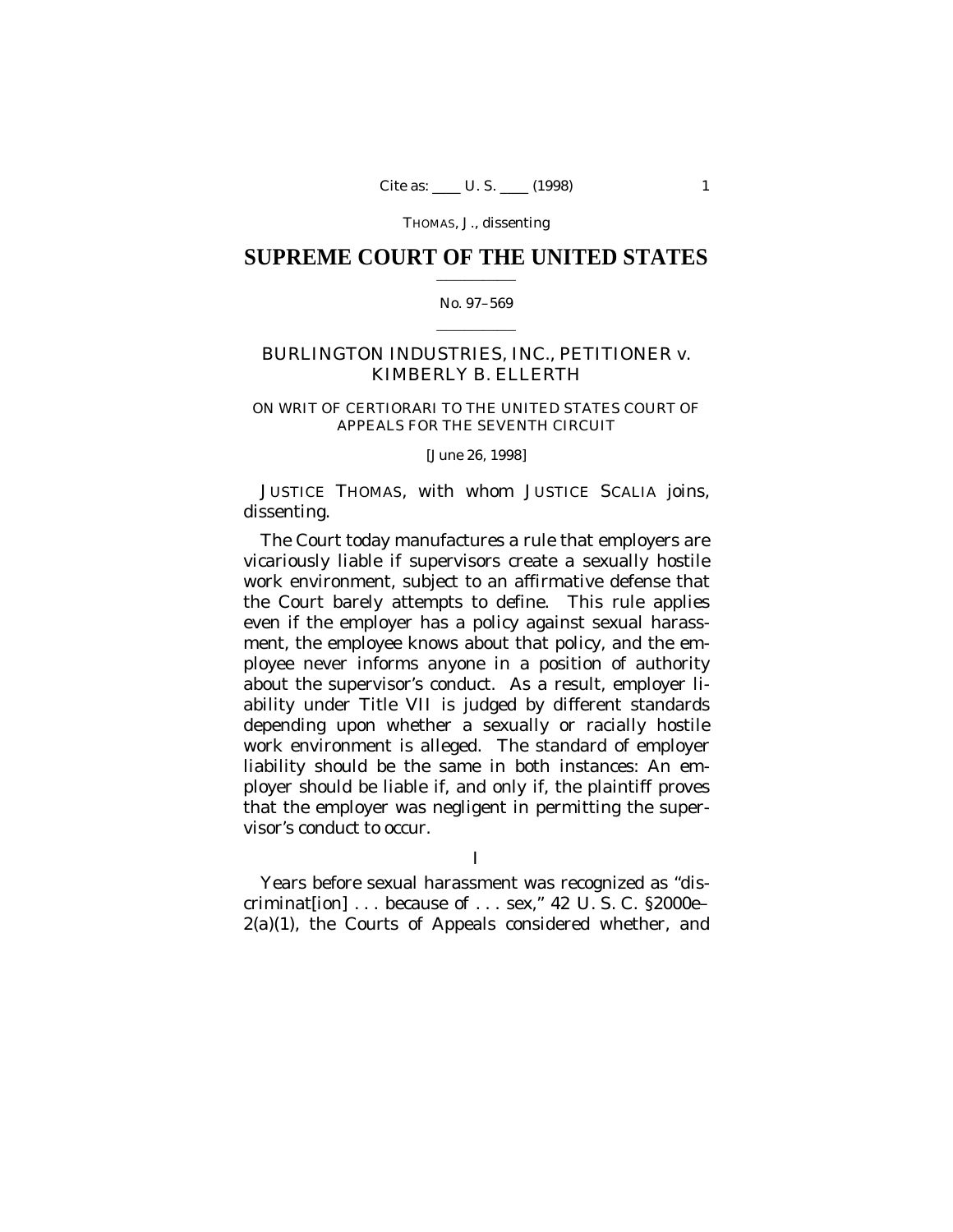# SUPREME COURT OF THE UNITED STATES

No. 97–569

BURLINGTON INDUSTRIES, INC., PETITIONER *v.* KIMBERLY B. ELLERTH

ON WRIT OF CERTIORARI TO THE UNITED STATES COURT OF APPEALS FOR THE SEVENTH CIRCUIT

[June 26, 1998]

JUSTICE THOMAS, with whom JUSTICE SCALIA joins, dissenting.

The Court today manufactures a rule that employers are vicariously liable if supervisors create a sexually hostile work environment, subject to an affirmative defense that the Court barely attempts to define. This rule applies even if the employer has a policy against sexual harassment, the employee knows about that policy, and the employee never informs anyone in a position of authority about the supervisor's conduct. As a result, employer liability under Title VII is judged by different standards depending upon whether a sexually or racially hostile work environment is alleged. The standard of employer liability should be the same in both instances: An employer should be liable if, and only if, the plaintiff proves that the employer was negligent in permitting the supervisor's conduct to occur.

## I

Years before sexual harassment was recognized as "discriminat[ion] . . . because of . . . sex," 42 U. S. C. §2000e–2(a)(1), the Courts of Appeals considered whether, and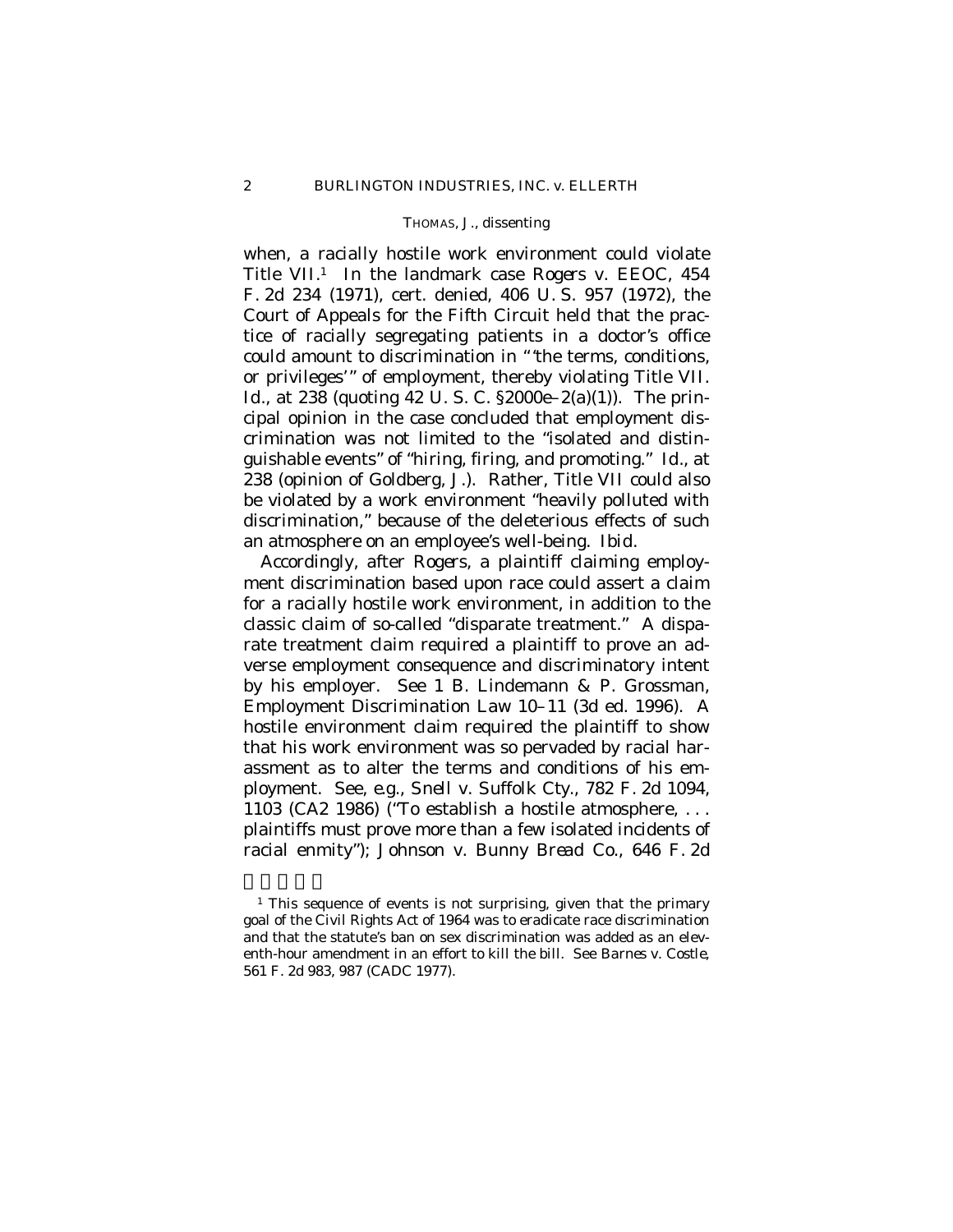when, a racially hostile work environment could violate Title VII.[1] In the landmark case *Rogers* v. *EEOC*, 454 F. 2d 234 (1971), cert. denied, 406 U. S. 957 (1972), the Court of Appeals for the Fifth Circuit held that the practice of racially segregating patients in a doctor's office could amount to discrimination in "'the terms, conditions, or privileges'" of employment, thereby violating Title VII. *Id.*, at 238 (quoting 42 U. S. C. §2000e–2(a)(1)). The principal opinion in the case concluded that employment discrimination was not limited to the "isolated and distinguishable events" of "hiring, firing, and promoting." *Id.*, at 238 (opinion of Goldberg, J.). Rather, Title VII could also be violated by a work environment "heavily polluted with discrimination," because of the deleterious effects of such an atmosphere on an employee's well-being. *Ibid.*

Accordingly, after *Rogers*, a plaintiff claiming employment discrimination based upon race could assert a claim for a racially hostile work environment, in addition to the classic claim of so-called "disparate treatment." A disparate treatment claim required a plaintiff to prove an adverse employment consequence and discriminatory intent by his employer. See 1 B. Lindemann & P. Grossman, Employment Discrimination Law 10–11 (3d ed. 1996). A hostile environment claim required the plaintiff to show that his work environment was so pervaded by racial harassment as to alter the terms and conditions of his employment. See, *e.g.*, *Snell* v. *Suffolk Cty.*, 782 F. 2d 1094, 1103 (CA2 1986) ("To establish a hostile atmosphere, . . . plaintiffs must prove more than a few isolated incidents of racial enmity"); *Johnson* v. *Bunny Bread Co.*, 646 F. 2d

---

[1] This sequence of events is not surprising, given that the primary goal of the Civil Rights Act of 1964 was to eradicate race discrimination and that the statute's ban on sex discrimination was added as an eleventh-hour amendment in an effort to kill the bill. See *Barnes* v. *Costle*, 561 F. 2d 983, 987 (CADC 1977).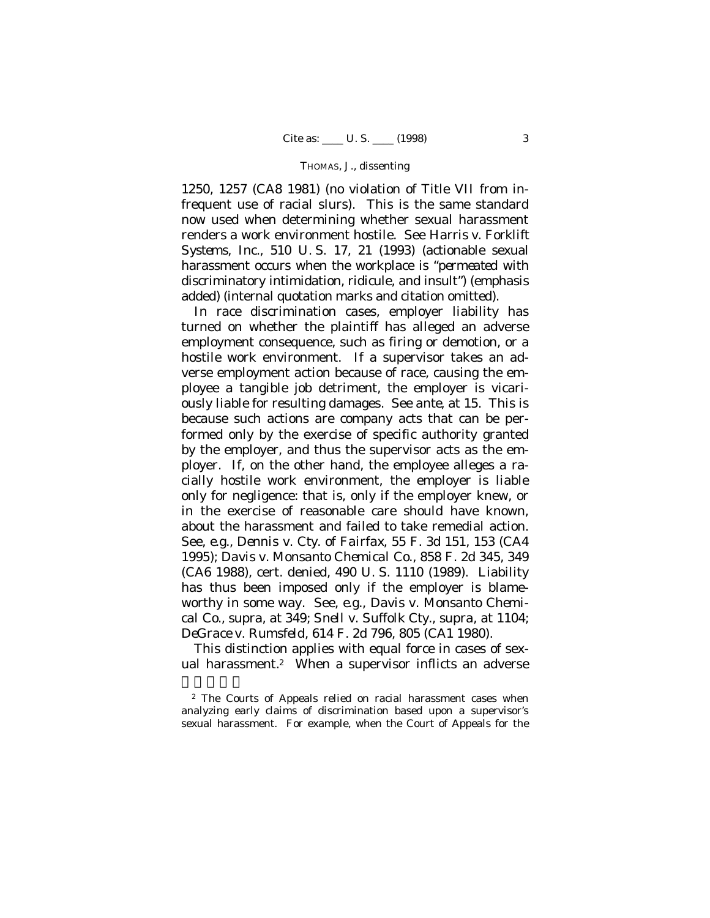1250, 1257 (CA8 1981) (no violation of Title VII from infrequent use of racial slurs). This is the same standard now used when determining whether sexual harassment renders a work environment hostile. See *Harris* v. *Forklift Systems, Inc.*, 510 U. S. 17, 21 (1993) (actionable sexual harassment occurs when the workplace is "*permeated* with discriminatory intimidation, ridicule, and insult") (emphasis added) (internal quotation marks and citation omitted).

In race discrimination cases, employer liability has turned on whether the plaintiff has alleged an adverse employment consequence, such as firing or demotion, or a hostile work environment. If a supervisor takes an adverse employment action because of race, causing the employee a tangible job detriment, the employer is vicariously liable for resulting damages. See *ante*, at 15. This is because such actions are company acts that can be performed only by the exercise of specific authority granted by the employer, and thus the supervisor acts as the employer. If, on the other hand, the employee alleges a racially hostile work environment, the employer is liable only for negligence: that is, only if the employer knew, or in the exercise of reasonable care should have known, about the harassment and failed to take remedial action. See, *e.g.*, *Dennis* v. *Cty. of Fairfax*, 55 F. 3d 151, 153 (CA4 1995); *Davis* v. *Monsanto Chemical Co.*, 858 F. 2d 345, 349 (CA6 1988), cert. denied, 490 U. S. 1110 (1989). Liability has thus been imposed only if the employer is blameworthy in some way. See, *e.g.*, *Davis* v. *Monsanto Chemical Co.*, *supra*, at 349; *Snell* v. *Suffolk Cty.*, *supra*, at 1104; *DeGrace* v. *Rumsfeld*, 614 F. 2d 796, 805 (CA1 1980).

This distinction applies with equal force in cases of sexual harassment.[2] When a supervisor inflicts an adverse

---

[2] The Courts of Appeals relied on racial harassment cases when analyzing early claims of discrimination based upon a supervisor's sexual harassment. For example, when the Court of Appeals for the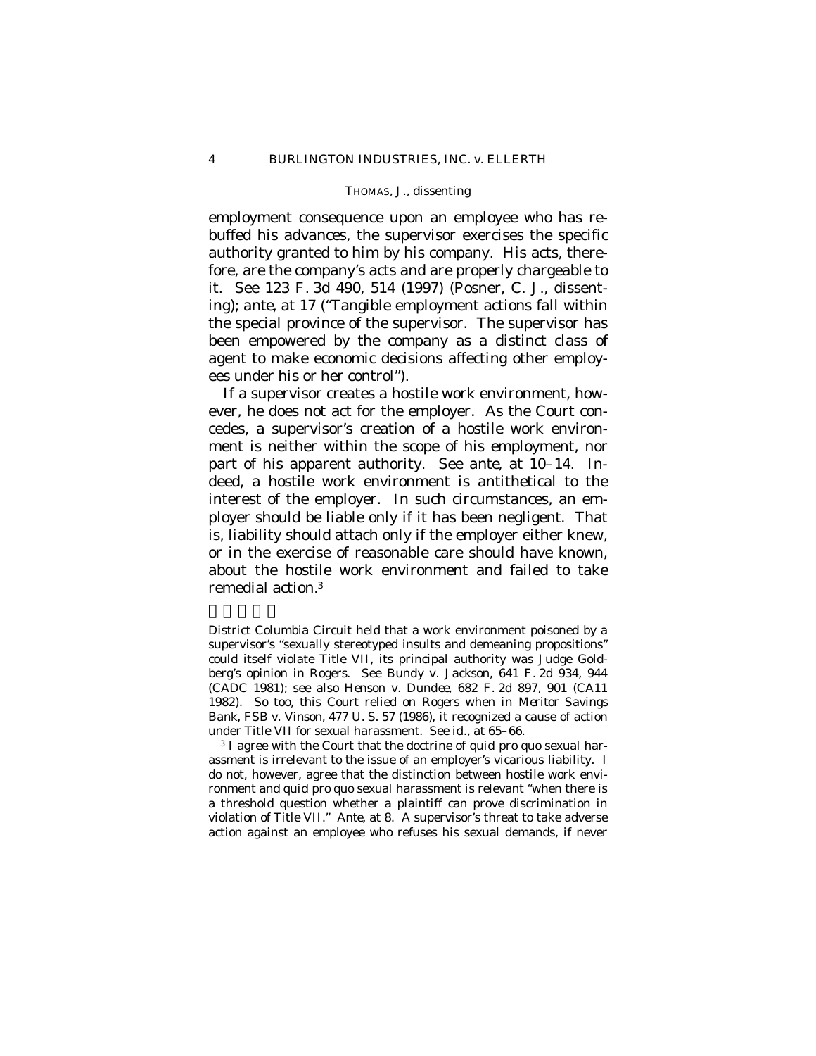employment consequence upon an employee who has rebuffed his advances, the supervisor exercises the specific authority granted to him by his company. His acts, therefore, are the company's acts and are properly chargeable to it. See 123 F. 3d 490, 514 (1997) (Posner, C. J., dissenting); *ante,* at 17 ("Tangible employment actions fall within the special province of the supervisor. The supervisor has been empowered by the company as a distinct class of agent to make economic decisions affecting other employees under his or her control").

If a supervisor creates a hostile work environment, however, he does not act for the employer. As the Court concedes, a supervisor's creation of a hostile work environment is neither within the scope of his employment, nor part of his apparent authority. See *ante,* at 10–14. Indeed, a hostile work environment is antithetical to the interest of the employer. In such circumstances, an employer should be liable only if it has been negligent. That is, liability should attach only if the employer either knew, or in the exercise of reasonable care should have known, about the hostile work environment and failed to take remedial action.[3]

---

District Columbia Circuit held that a work environment poisoned by a supervisor's "sexually stereotyped insults and demeaning propositions" could itself violate Title VII, its principal authority was Judge Goldberg's opinion in *Rogers.* See *Bundy* v. *Jackson,* 641 F. 2d 934, 944 (CADC 1981); see also *Henson* v. *Dundee,* 682 F. 2d 897, 901 (CA11 1982). So too, this Court relied on *Rogers* when in *Meritor Savings Bank, FSB* v. *Vinson,* 477 U. S. 57 (1986), it recognized a cause of action under Title VII for sexual harassment. See *id.,* at 65–66.

[3] I agree with the Court that the doctrine of quid pro quo sexual harassment is irrelevant to the issue of an employer's vicarious liability. I do not, however, agree that the distinction between hostile work environment and quid pro quo sexual harassment is relevant "when there is a threshold question whether a plaintiff can prove discrimination in violation of Title VII." *Ante,* at 8. A supervisor's threat to take adverse action against an employee who refuses his sexual demands, if never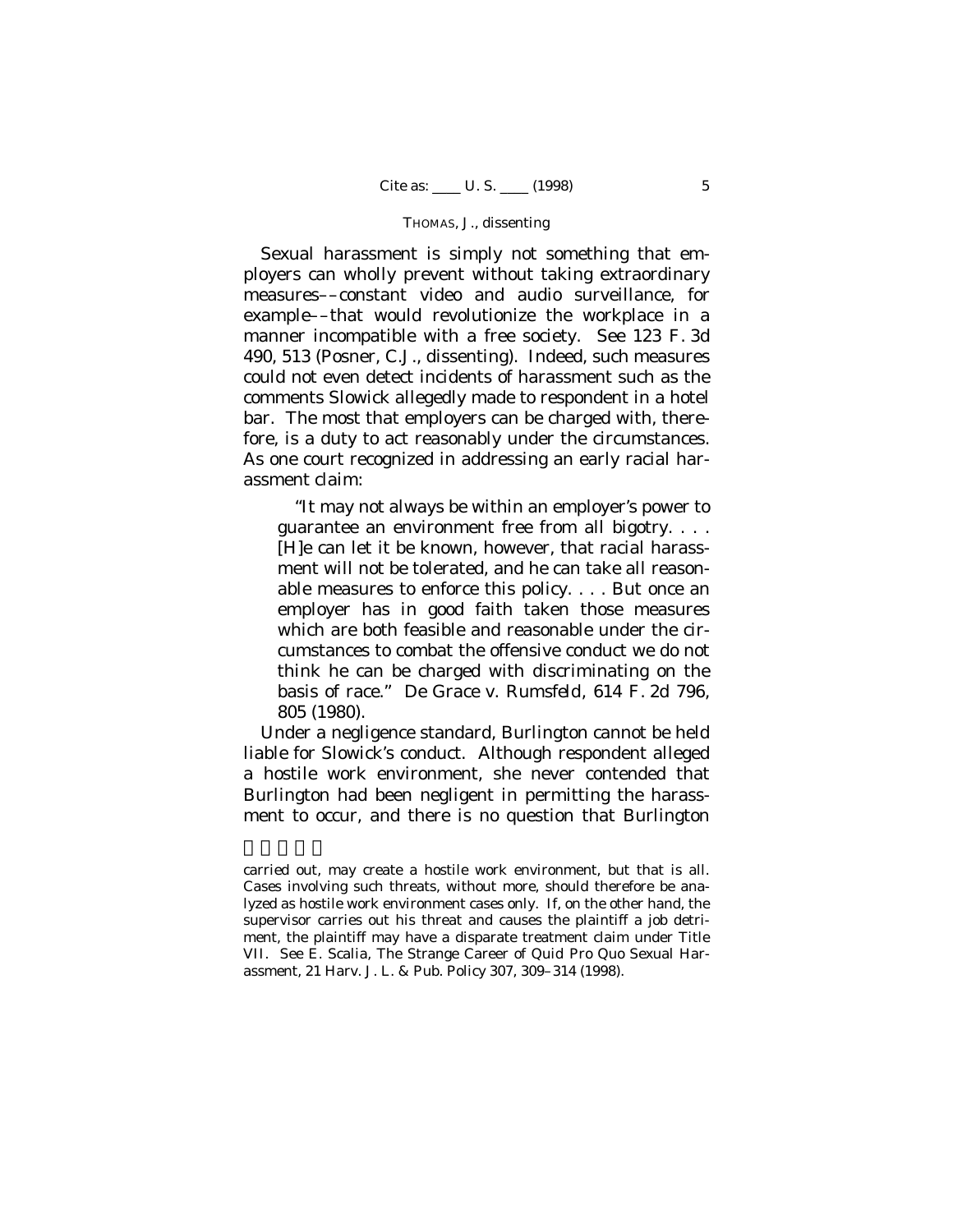Sexual harassment is simply not something that employers can wholly prevent without taking extraordinary measures––constant video and audio surveillance, for example––that would revolutionize the workplace in a manner incompatible with a free society. See 123 F. 3d 490, 513 (Posner, C.J., dissenting). Indeed, such measures could not even detect incidents of harassment such as the comments Slowick allegedly made to respondent in a hotel bar. The most that employers can be charged with, therefore, is a duty to act reasonably under the circumstances. As one court recognized in addressing an early racial harassment claim:

> "It may not always be within an employer's power to guarantee an environment free from all bigotry. . . . [H]e can let it be known, however, that racial harassment will not be tolerated, and he can take all reasonable measures to enforce this policy. . . . But once an employer has in good faith taken those measures which are both feasible and reasonable under the circumstances to combat the offensive conduct we do not think he can be charged with discriminating on the basis of race." *De Grace* v. *Rumsfeld*, 614 F. 2d 796, 805 (1980).

Under a negligence standard, Burlington cannot be held liable for Slowick's conduct. Although respondent alleged a hostile work environment, she never contended that Burlington had been negligent in permitting the harassment to occur, and there is no question that Burlington

---

carried out, may create a hostile work environment, but that is all. Cases involving such threats, without more, should therefore be analyzed as hostile work environment cases only. If, on the other hand, the supervisor carries out his threat and causes the plaintiff a job detriment, the plaintiff may have a disparate treatment claim under Title VII. See E. Scalia, The Strange Career of Quid Pro Quo Sexual Harassment, 21 Harv. J. L. & Pub. Policy 307, 309–314 (1998).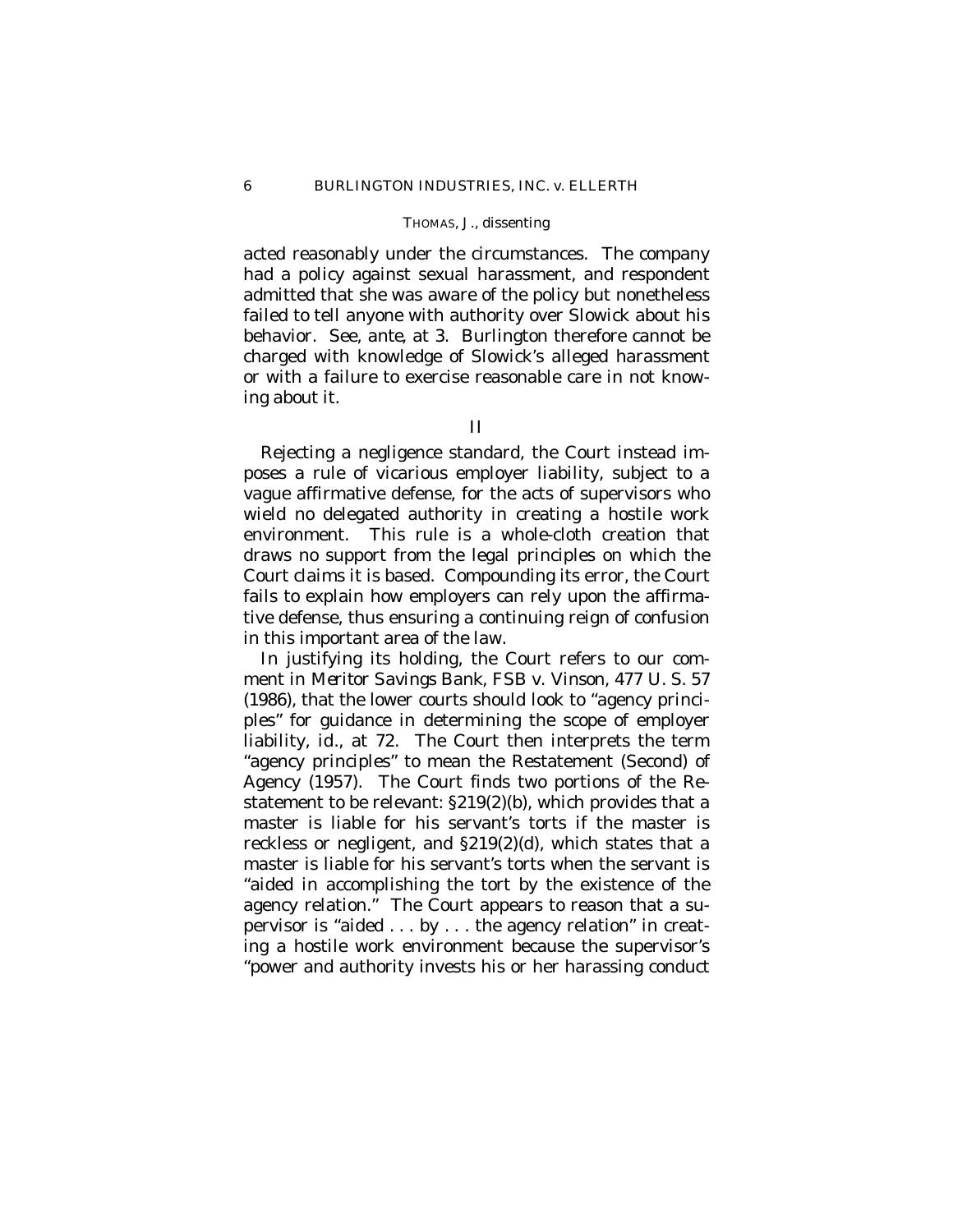acted reasonably under the circumstances. The company had a policy against sexual harassment, and respondent admitted that she was aware of the policy but nonetheless failed to tell anyone with authority over Slowick about his behavior. See, *ante,* at 3. Burlington therefore cannot be charged with knowledge of Slowick's alleged harassment or with a failure to exercise reasonable care in not knowing about it.

## II

Rejecting a negligence standard, the Court instead imposes a rule of vicarious employer liability, subject to a vague affirmative defense, for the acts of supervisors who wield no delegated authority in creating a hostile work environment. This rule is a whole-cloth creation that draws no support from the legal principles on which the Court claims it is based. Compounding its error, the Court fails to explain how employers can rely upon the affirmative defense, thus ensuring a continuing reign of confusion in this important area of the law.

In justifying its holding, the Court refers to our comment in *Meritor Savings Bank, FSB* v. *Vinson,* 477 U. S. 57 (1986), that the lower courts should look to "agency principles" for guidance in determining the scope of employer liability, *id.,* at 72. The Court then interprets the term "agency principles" to mean the Restatement (Second) of Agency (1957). The Court finds two portions of the Restatement to be relevant: §219(2)(b), which provides that a master is liable for his servant's torts if the master is reckless or negligent, and §219(2)(d), which states that a master is liable for his servant's torts when the servant is "aided in accomplishing the tort by the existence of the agency relation." The Court appears to reason that a supervisor is "aided . . . by . . . the agency relation" in creating a hostile work environment because the supervisor's "power and authority invests his or her harassing conduct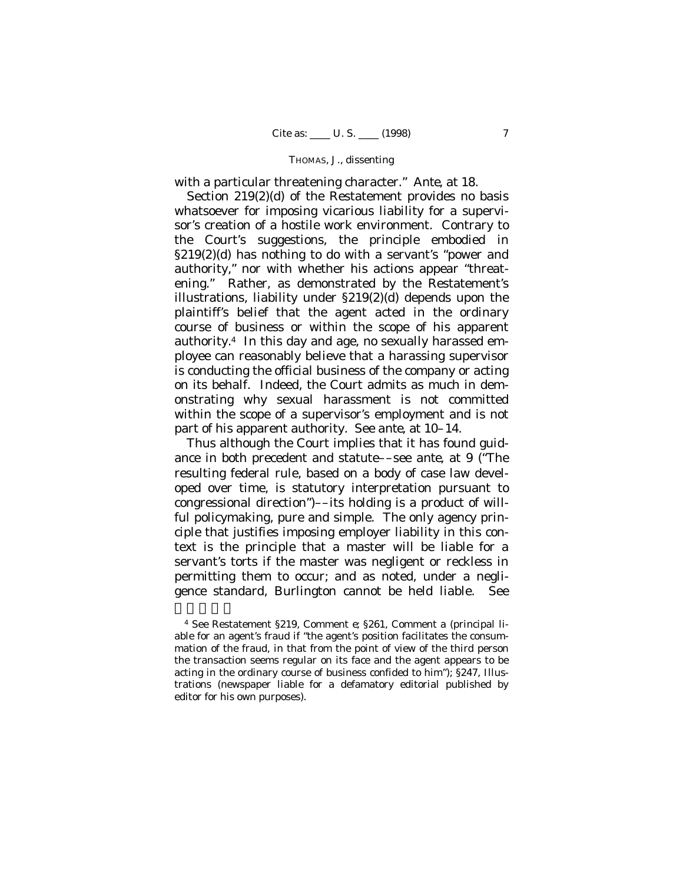with a particular threatening character." *Ante,* at 18.

Section 219(2)(d) of the Restatement provides no basis whatsoever for imposing vicarious liability for a supervisor's creation of a hostile work environment. Contrary to the Court's suggestions, the principle embodied in §219(2)(d) has nothing to do with a servant's "power and authority," nor with whether his actions appear "threatening." Rather, as demonstrated by the Restatement's illustrations, liability under §219(2)(d) depends upon the plaintiff's belief that the agent acted in the ordinary course of business or within the scope of his apparent authority.[4] In this day and age, no sexually harassed employee can reasonably believe that a harassing supervisor is conducting the official business of the company or acting on its behalf. Indeed, the Court admits as much in demonstrating why sexual harassment is not committed within the scope of a supervisor's employment and is not part of his apparent authority. See *ante,* at 10–14.

Thus although the Court implies that it has found guidance in both precedent and statute––see *ante,* at 9 ("The resulting federal rule, based on a body of case law developed over time, is statutory interpretation pursuant to congressional direction")––its holding is a product of willful policymaking, pure and simple. The only agency principle that justifies imposing employer liability in this context is the principle that a master will be liable for a servant's torts if the master was negligent or reckless in permitting them to occur; and as noted, under a negligence standard, Burlington cannot be held liable. See

[4] See Restatement §219, Comment e; §261, Comment a (principal liable for an agent's fraud if "the agent's position facilitates the consummation of the fraud, in that from the point of view of the third person the transaction seems regular on its face and the agent appears to be acting in the ordinary course of business confided to him"); §247, Illustrations (newspaper liable for a defamatory editorial published by editor for his own purposes).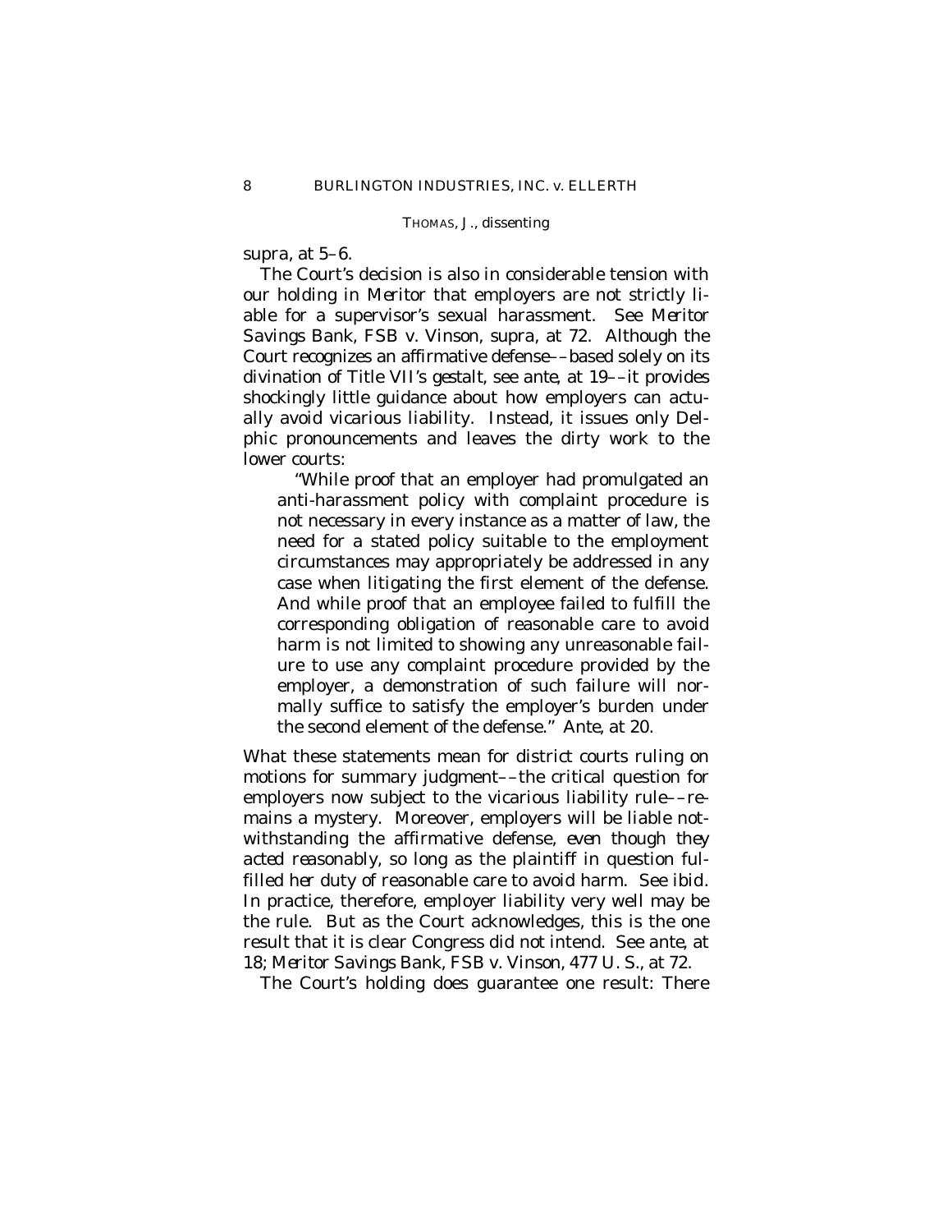*supra,* at 5–6.

The Court's decision is also in considerable tension with our holding in *Meritor* that employers are not strictly liable for a supervisor's sexual harassment. See *Meritor Savings Bank, FSB* v. *Vinson, supra,* at 72. Although the Court recognizes an affirmative defense––based solely on its divination of Title VII's gestalt, see *ante,* at 19––it provides shockingly little guidance about how employers can actually avoid vicarious liability. Instead, it issues only Delphic pronouncements and leaves the dirty work to the lower courts:

> "While proof that an employer had promulgated an anti-harassment policy with complaint procedure is not necessary in every instance as a matter of law, the need for a stated policy suitable to the employment circumstances may appropriately be addressed in any case when litigating the first element of the defense. And while proof that an employee failed to fulfill the corresponding obligation of reasonable care to avoid harm is not limited to showing any unreasonable failure to use any complaint procedure provided by the employer, a demonstration of such failure will normally suffice to satisfy the employer's burden under the second element of the defense." *Ante,* at 20.

What these statements mean for district courts ruling on motions for summary judgment––the critical question for employers now subject to the vicarious liability rule––remains a mystery. Moreover, employers will be liable notwithstanding the affirmative defense, *even though they acted reasonably,* so long as the plaintiff in question fulfilled her duty of reasonable care to avoid harm. See *ibid.* In practice, therefore, employer liability very well may be the rule. But as the Court acknowledges, this is the one result that it is clear Congress did not intend. See *ante,* at 18; *Meritor Savings Bank, FSB* v. *Vinson,* 477 U. S., at 72.

The Court's holding does guarantee one result: There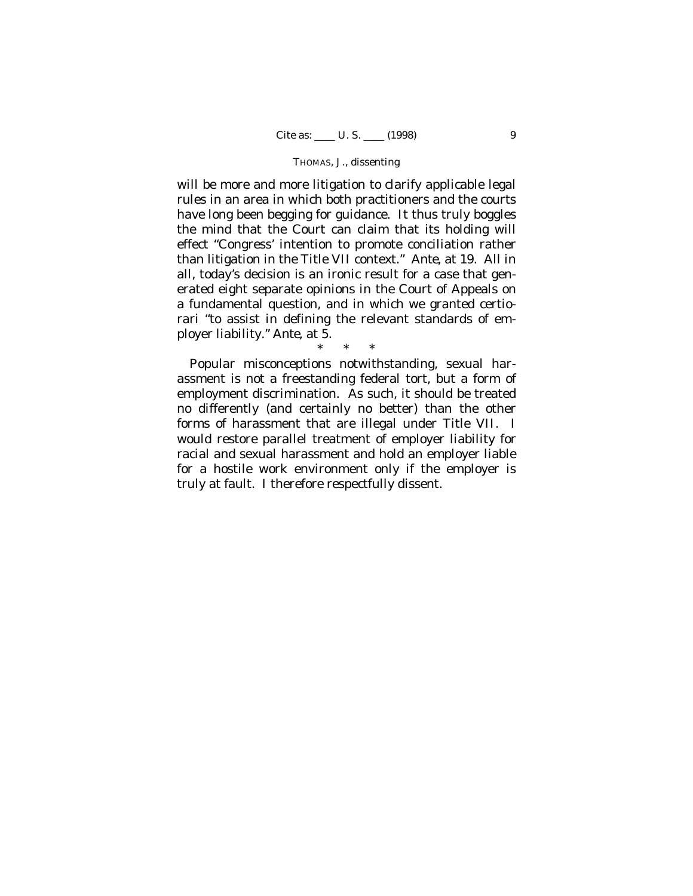will be more and more litigation to clarify applicable legal rules in an area in which both practitioners and the courts have long been begging for guidance. It thus truly boggles the mind that the Court can claim that its holding will effect "Congress' intention to promote conciliation rather than litigation in the Title VII context." *Ante*, at 19. All in all, today's decision is an ironic result for a case that generated eight separate opinions in the Court of Appeals on a fundamental question, and in which we granted certiorari "to assist in defining the relevant standards of employer liability." *Ante*, at 5.

\* \* \*

Popular misconceptions notwithstanding, sexual harassment is not a freestanding federal tort, but a form of employment discrimination. As such, it should be treated no differently (and certainly no better) than the other forms of harassment that are illegal under Title VII. I would restore parallel treatment of employer liability for racial and sexual harassment and hold an employer liable for a hostile work environment only if the employer is truly at fault. I therefore respectfully dissent.